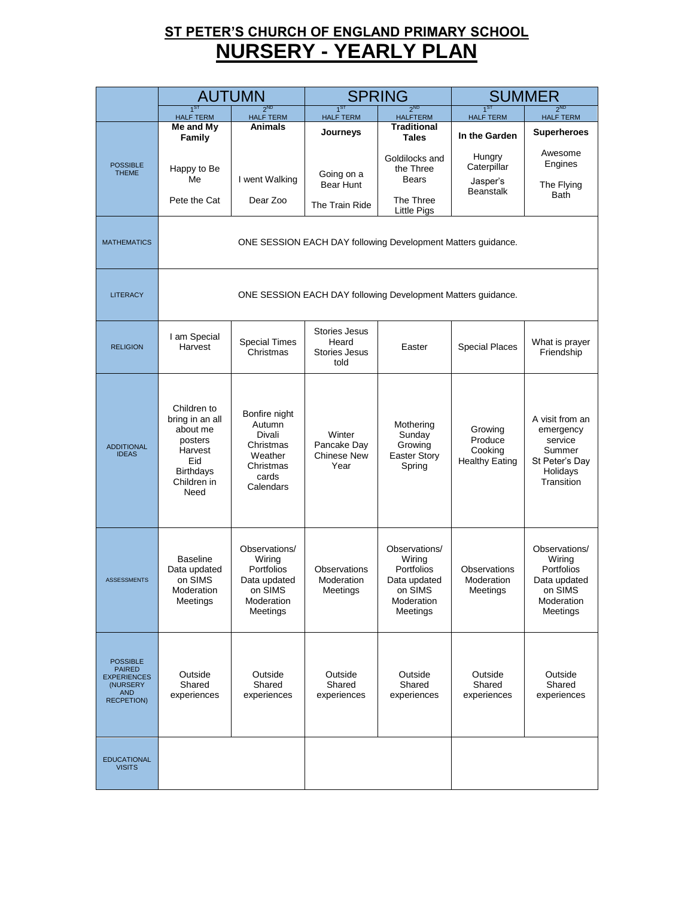# ST PETER'S CHURCH OF ENGLAND PRIMARY SCHOOL

# NURSERY - YEARLY PLAN

| | AUTUMN | | SPRING | | SUMMER | |
|---|---|---|---|---|---|---|
| | 1ST HALF TERM | 2ND HALF TERM | 1ST HALF TERM | 2ND HALFTERM | 1ST HALF TERM | 2ND HALF TERM |
| POSSIBLE THEME | **Me and My Family**<br>Happy to Be Me<br>Pete the Cat | **Animals**<br>I went Walking<br>Dear Zoo | **Journeys**<br>Going on a Bear Hunt<br>The Train Ride | **Traditional Tales**<br>Goldilocks and the Three Bears<br>The Three Little Pigs | **In the Garden**<br>Hungry Caterpillar<br>Jasper's Beanstalk | **Superheroes**<br>Awesome Engines<br>The Flying Bath |
| MATHEMATICS | ONE SESSION EACH DAY following Development Matters guidance. | | | | | |
| LITERACY | ONE SESSION EACH DAY following Development Matters guidance. | | | | | |
| RELIGION | I am Special<br>Harvest | Special Times<br>Christmas | Stories Jesus Heard<br>Stories Jesus told | Easter | Special Places | What is prayer<br>Friendship |
| ADDITIONAL IDEAS | Children to bring in an all about me posters<br>Harvest<br>Eid<br>Birthdays<br>Children in Need | Bonfire night<br>Autumn<br>Divali<br>Christmas<br>Weather<br>Christmas cards<br>Calendars | Winter<br>Pancake Day<br>Chinese New Year | Mothering Sunday<br>Growing<br>Easter Story<br>Spring | Growing<br>Produce<br>Cooking<br>Healthy Eating | A visit from an emergency service<br>Summer<br>St Peter's Day<br>Holidays<br>Transition |
| ASSESSMENTS | Baseline<br>Data updated on SIMS<br>Moderation Meetings | Observations/ Wiring<br>Portfolios<br>Data updated on SIMS<br>Moderation Meetings | Observations<br>Moderation Meetings | Observations/ Wiring<br>Portfolios<br>Data updated on SIMS<br>Moderation Meetings | Observations<br>Moderation Meetings | Observations/ Wiring<br>Portfolios<br>Data updated on SIMS<br>Moderation Meetings |
| POSSIBLE PAIRED EXPERIENCES (NURSERY AND RECPETION) | Outside Shared experiences | Outside Shared experiences | Outside Shared experiences | Outside Shared experiences | Outside Shared experiences | Outside Shared experiences |
| EDUCATIONAL VISITS | | | | | | |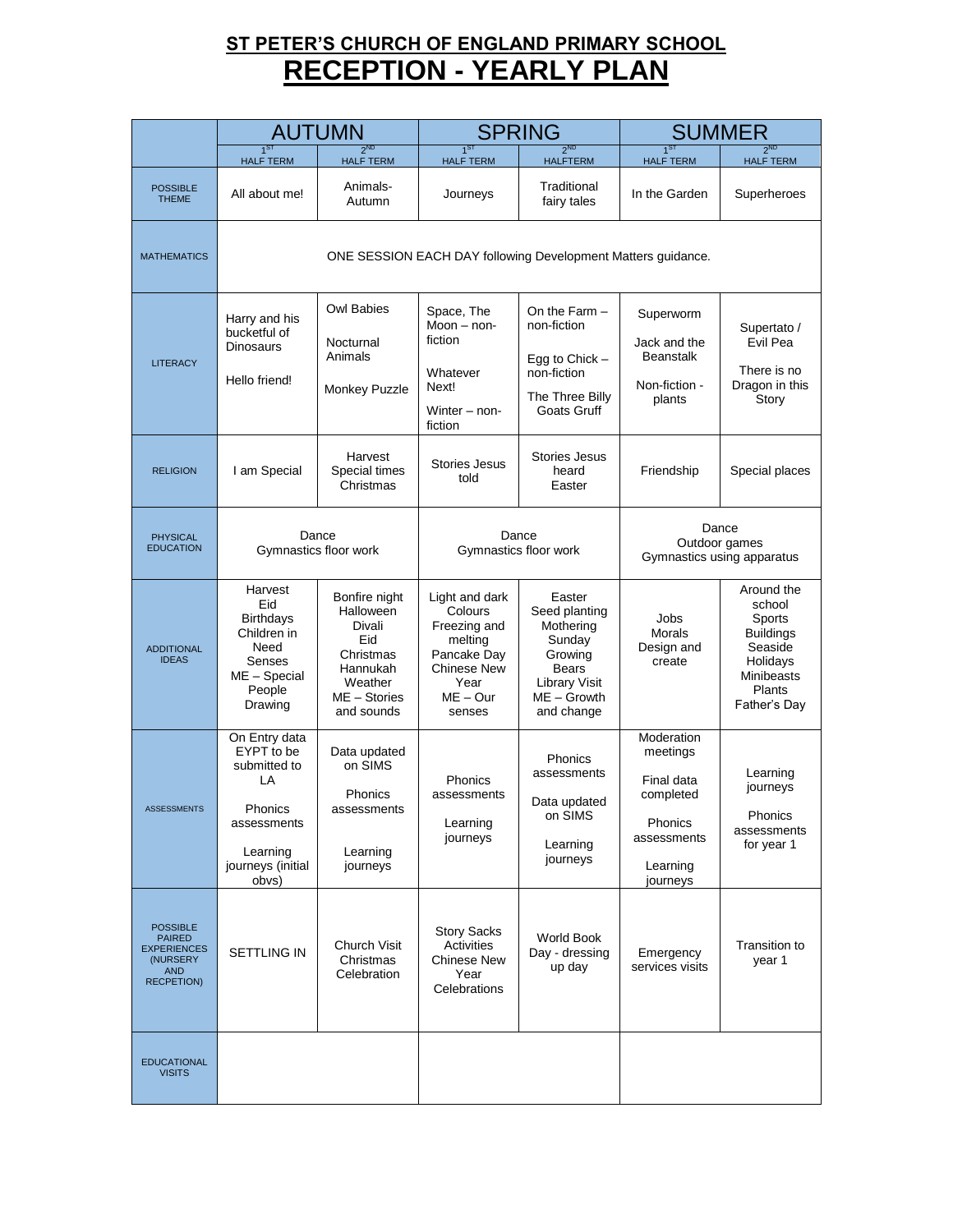# ST PETER'S CHURCH OF ENGLAND PRIMARY SCHOOL

# RECEPTION - YEARLY PLAN

| | AUTUMN | | SPRING | | SUMMER | |
|---|---|---|---|---|---|---|
| | 1ST HALF TERM | 2ND HALF TERM | 1ST HALF TERM | 2ND HALFTERM | 1ST HALF TERM | 2ND HALF TERM |
| POSSIBLE THEME | All about me! | Animals- Autumn | Journeys | Traditional fairy tales | In the Garden | Superheroes |
| MATHEMATICS | ONE SESSION EACH DAY following Development Matters guidance. | | | | | |
| LITERACY | Harry and his bucketful of Dinosaurs<br><br>Hello friend! | Owl Babies<br><br>Nocturnal Animals<br><br>Monkey Puzzle | Space, The Moon – non-fiction<br><br>Whatever Next!<br><br>Winter – non-fiction | On the Farm – non-fiction<br><br>Egg to Chick – non-fiction<br><br>The Three Billy Goats Gruff | Superworm<br><br>Jack and the Beanstalk<br><br>Non-fiction - plants | Supertato / Evil Pea<br><br>There is no Dragon in this Story |
| RELIGION | I am Special | Harvest<br>Special times<br>Christmas | Stories Jesus told | Stories Jesus heard<br>Easter | Friendship | Special places |
| PHYSICAL EDUCATION | Dance<br>Gymnastics floor work | | Dance<br>Gymnastics floor work | | Dance<br>Outdoor games<br>Gymnastics using apparatus | |
| ADDITIONAL IDEAS | Harvest<br>Eid<br>Birthdays<br>Children in Need<br>Senses<br>ME – Special People<br>Drawing | Bonfire night<br>Halloween<br>Divali<br>Eid<br>Christmas<br>Hannukah<br>Weather<br>ME – Stories and sounds | Light and dark<br>Colours<br>Freezing and melting<br>Pancake Day<br>Chinese New Year<br>ME – Our senses | Easter<br>Seed planting<br>Mothering Sunday<br>Growing<br>Bears<br>Library Visit<br>ME – Growth and change | Jobs<br>Morals<br>Design and create | Around the school<br>Sports<br>Buildings<br>Seaside<br>Holidays<br>Minibeasts<br>Plants<br>Father's Day |
| ASSESSMENTS | On Entry data EYPT to be submitted to LA<br><br>Phonics assessments<br><br>Learning journeys (initial obvs) | Data updated on SIMS<br><br>Phonics assessments<br><br>Learning journeys | Phonics assessments<br><br>Learning journeys | Phonics assessments<br><br>Data updated on SIMS<br><br>Learning journeys | Moderation meetings<br><br>Final data completed<br><br>Phonics assessments<br><br>Learning journeys | Learning journeys<br><br>Phonics assessments for year 1 |
| POSSIBLE PAIRED EXPERIENCES (NURSERY AND RECPETION) | SETTLING IN | Church Visit<br>Christmas Celebration | Story Sacks Activities<br>Chinese New Year Celebrations | World Book Day - dressing up day | Emergency services visits | Transition to year 1 |
| EDUCATIONAL VISITS | | | | | | |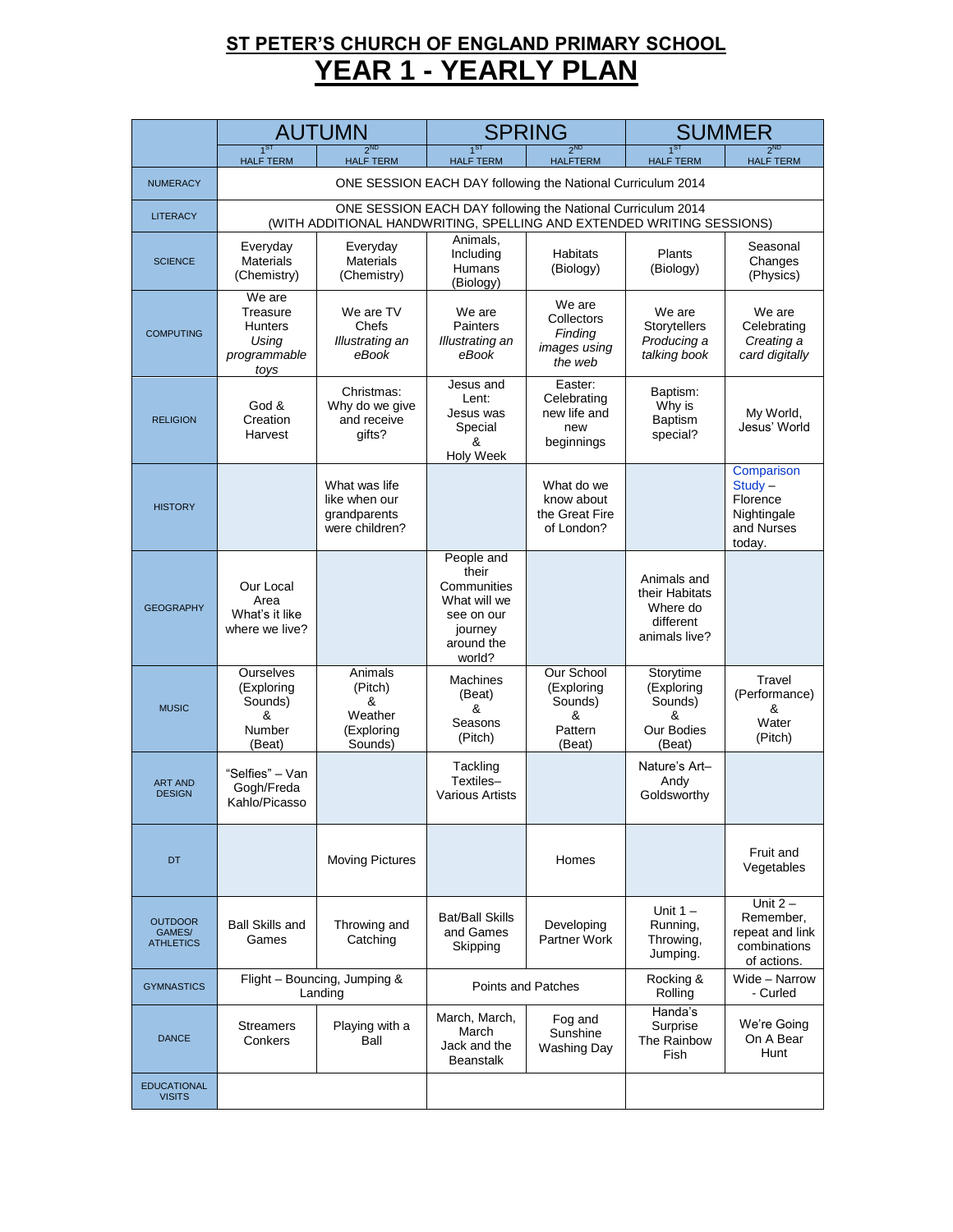# ST PETER'S CHURCH OF ENGLAND PRIMARY SCHOOL

# YEAR 1 - YEARLY PLAN

| | AUTUMN | | SPRING | | SUMMER | |
|---|---|---|---|---|---|---|
| | 1ST HALF TERM | 2ND HALF TERM | 1ST HALF TERM | 2ND HALFTERM | 1ST HALF TERM | 2ND HALF TERM |
| NUMERACY | ONE SESSION EACH DAY following the National Curriculum 2014 | | | | | |
| LITERACY | ONE SESSION EACH DAY following the National Curriculum 2014 (WITH ADDITIONAL HANDWRITING, SPELLING AND EXTENDED WRITING SESSIONS) | | | | | |
| SCIENCE | Everyday Materials (Chemistry) | Everyday Materials (Chemistry) | Animals, Including Humans (Biology) | Habitats (Biology) | Plants (Biology) | Seasonal Changes (Physics) |
| COMPUTING | We are Treasure Hunters *Using programmable toys* | We are TV Chefs *Illustrating an eBook* | We are Painters *Illustrating an eBook* | We are Collectors *Finding images using the web* | We are Storytellers *Producing a talking book* | We are Celebrating *Creating a card digitally* |
| RELIGION | God & Creation Harvest | Christmas: Why do we give and receive gifts? | Jesus and Lent: Jesus was Special & Holy Week | Easter: Celebrating new life and new beginnings | Baptism: Why is Baptism special? | My World, Jesus' World |
| HISTORY | | What was life like when our grandparents were children? | | What do we know about the Great Fire of London? | | Comparison Study – Florence Nightingale and Nurses today. |
| GEOGRAPHY | Our Local Area What's it like where we live? | | People and their Communities What will we see on our journey around the world? | | Animals and their Habitats Where do different animals live? | |
| MUSIC | Ourselves (Exploring Sounds) & Number (Beat) | Animals (Pitch) & Weather (Exploring Sounds) | Machines (Beat) & Seasons (Pitch) | Our School (Exploring Sounds) & Pattern (Beat) | Storytime (Exploring Sounds) & Our Bodies (Beat) | Travel (Performance) & Water (Pitch) |
| ART AND DESIGN | "Selfies" – Van Gogh/Freda Kahlo/Picasso | | Tackling Textiles– Various Artists | | Nature's Art– Andy Goldsworthy | |
| DT | | Moving Pictures | | Homes | | Fruit and Vegetables |
| OUTDOOR GAMES/ ATHLETICS | Ball Skills and Games | Throwing and Catching | Bat/Ball Skills and Games Skipping | Developing Partner Work | Unit 1 – Running, Throwing, Jumping. | Unit 2 – Remember, repeat and link combinations of actions. |
| GYMNASTICS | Flight – Bouncing, Jumping & Landing | | Points and Patches | | Rocking & Rolling | Wide – Narrow - Curled |
| DANCE | Streamers Conkers | Playing with a Ball | March, March, March Jack and the Beanstalk | Fog and Sunshine Washing Day | Handa's Surprise The Rainbow Fish | We're Going On A Bear Hunt |
| EDUCATIONAL VISITS | | | | | | |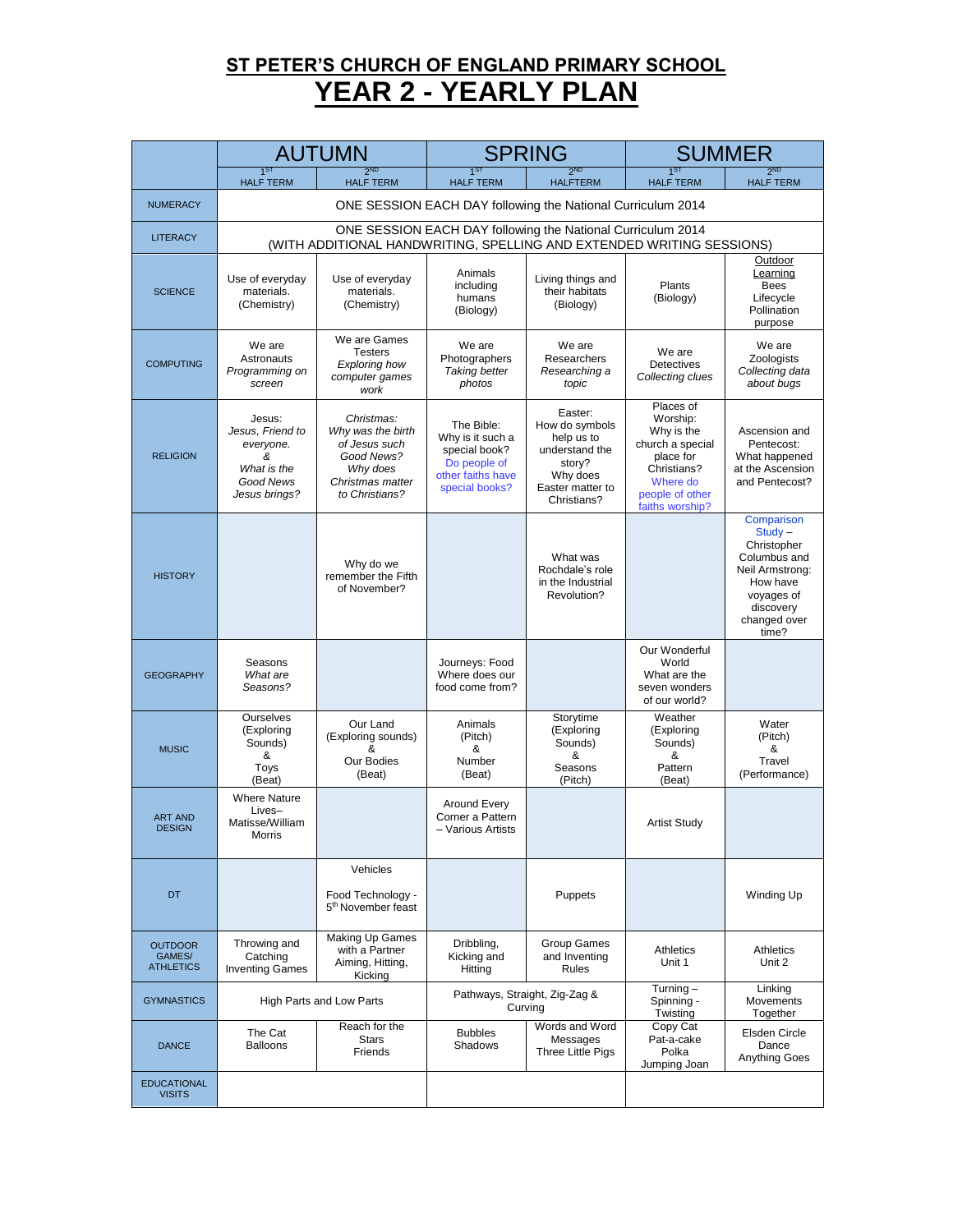# ST PETER'S CHURCH OF ENGLAND PRIMARY SCHOOL

# YEAR 2 - YEARLY PLAN

| | AUTUMN | | SPRING | | SUMMER | |
|---|---|---|---|---|---|---|
| | 1ST HALF TERM | 2ND HALF TERM | 1ST HALF TERM | 2ND HALFTERM | 1ST HALF TERM | 2ND HALF TERM |
| NUMERACY | ONE SESSION EACH DAY following the National Curriculum 2014 | | | | | |
| LITERACY | ONE SESSION EACH DAY following the National Curriculum 2014 (WITH ADDITIONAL HANDWRITING, SPELLING AND EXTENDED WRITING SESSIONS) | | | | | |
| SCIENCE | Use of everyday materials. (Chemistry) | Use of everyday materials. (Chemistry) | Animals including humans (Biology) | Living things and their habitats (Biology) | Plants (Biology) | Outdoor Learning Bees Lifecycle Pollination purpose |
| COMPUTING | We are Astronauts *Programming on screen* | We are Games Testers *Exploring how computer games work* | We are Photographers *Taking better photos* | We are Researchers *Researching a topic* | We are Detectives *Collecting clues* | We are Zoologists *Collecting data about bugs* |
| RELIGION | Jesus: *Jesus, Friend to everyone. & What is the Good News Jesus brings?* | *Christmas: Why was the birth of Jesus such Good News? Why does Christmas matter to Christians?* | The Bible: Why is it such a special book? Do people of other faiths have special books? | Easter: How do symbols help us to understand the story? Why does Easter matter to Christians? | Places of Worship: Why is the church a special place for Christians? Where do people of other faiths worship? | Ascension and Pentecost: What happened at the Ascension and Pentecost? |
| HISTORY | | Why do we remember the Fifth of November? | | What was Rochdale's role in the Industrial Revolution? | | Comparison Study – Christopher Columbus and Neil Armstrong: How have voyages of discovery changed over time? |
| GEOGRAPHY | Seasons *What are Seasons?* | | Journeys: Food Where does our food come from? | | Our Wonderful World What are the seven wonders of our world? | |
| MUSIC | Ourselves (Exploring Sounds) & Toys (Beat) | Our Land (Exploring sounds) & Our Bodies (Beat) | Animals (Pitch) & Number (Beat) | Storytime (Exploring Sounds) & Seasons (Pitch) | Weather (Exploring Sounds) & Pattern (Beat) | Water (Pitch) & Travel (Performance) |
| ART AND DESIGN | Where Nature Lives– Matisse/William Morris | | Around Every Corner a Pattern – Various Artists | | Artist Study | |
| DT | | Vehicles<br>Food Technology - 5th November feast | | Puppets | | Winding Up |
| OUTDOOR GAMES/ ATHLETICS | Throwing and Catching Inventing Games | Making Up Games with a Partner Aiming, Hitting, Kicking | Dribbling, Kicking and Hitting | Group Games and Inventing Rules | Athletics Unit 1 | Athletics Unit 2 |
| GYMNASTICS | High Parts and Low Parts | | Pathways, Straight, Zig-Zag & Curving | | Turning – Spinning - Twisting | Linking Movements Together |
| DANCE | The Cat Balloons | Reach for the Stars Friends | Bubbles Shadows | Words and Word Messages Three Little Pigs | Copy Cat Pat-a-cake Polka Jumping Joan | Elsden Circle Dance Anything Goes |
| EDUCATIONAL VISITS | | | | | | |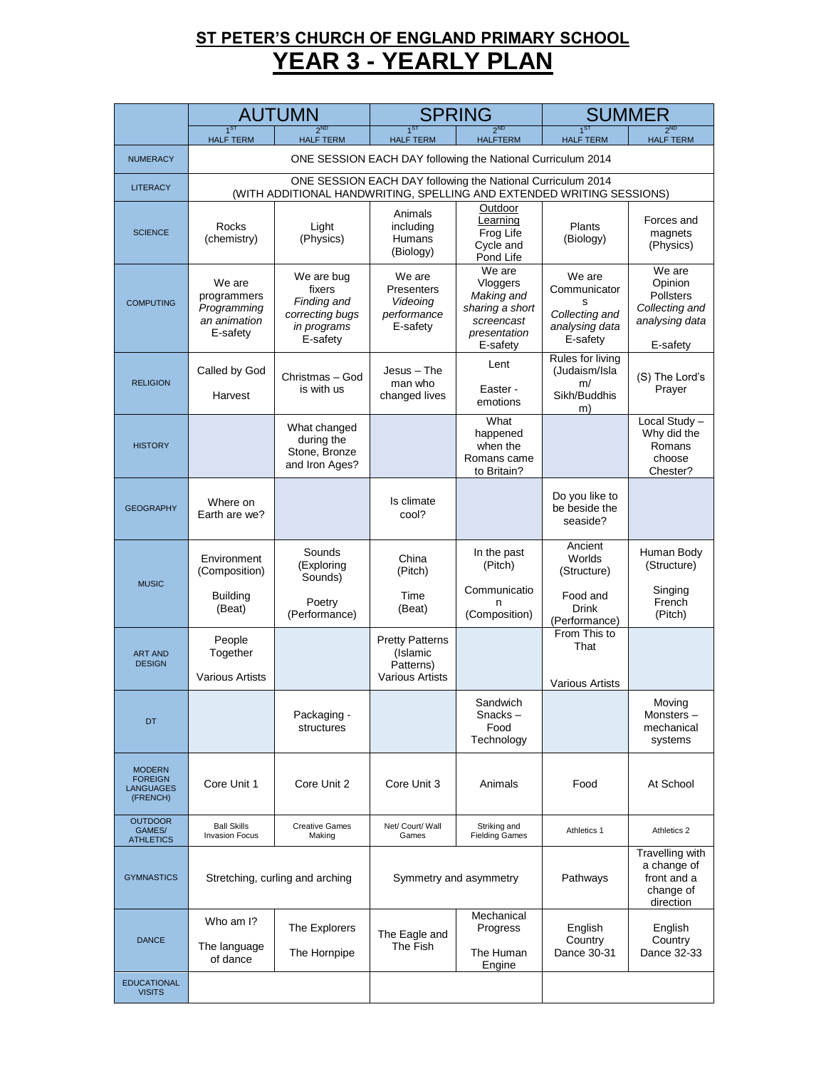# ST PETER'S CHURCH OF ENGLAND PRIMARY SCHOOL

# YEAR 3 - YEARLY PLAN

| | AUTUMN | | SPRING | | SUMMER | |
|---|---|---|---|---|---|---|
| | 1ST HALF TERM | 2ND HALF TERM | 1ST HALF TERM | 2ND HALFTERM | 1ST HALF TERM | 2ND HALF TERM |
| NUMERACY | ONE SESSION EACH DAY following the National Curriculum 2014 | | | | | |
| LITERACY | ONE SESSION EACH DAY following the National Curriculum 2014 (WITH ADDITIONAL HANDWRITING, SPELLING AND EXTENDED WRITING SESSIONS) | | | | | |
| SCIENCE | Rocks (chemistry) | Light (Physics) | Animals including Humans (Biology) | Outdoor Learning Frog Life Cycle and Pond Life | Plants (Biology) | Forces and magnets (Physics) |
| COMPUTING | We are programmers *Programming an animation* E-safety | We are bug fixers *Finding and correcting bugs in programs* E-safety | We are Presenters *Videoing performance* E-safety | We are Vloggers *Making and sharing a short screencast presentation* E-safety | We are Communicators *Collecting and analysing data* E-safety | We are Opinion Pollsters *Collecting and analysing data* E-safety |
| RELIGION | Called by God<br>Harvest | Christmas – God is with us | Jesus – The man who changed lives | Lent<br>Easter - emotions | Rules for living (Judaism/Islam/ Sikh/Buddhism) | (S) The Lord's Prayer |
| HISTORY | | What changed during the Stone, Bronze and Iron Ages? | | What happened when the Romans came to Britain? | | Local Study – Why did the Romans choose Chester? |
| GEOGRAPHY | Where on Earth are we? | | Is climate cool? | | Do you like to be beside the seaside? | |
| MUSIC | Environment (Composition)<br>Building (Beat) | Sounds (Exploring Sounds)<br>Poetry (Performance) | China (Pitch)<br>Time (Beat) | In the past (Pitch)<br>Communication (Composition) | Ancient Worlds (Structure)<br>Food and Drink (Performance) | Human Body (Structure)<br>Singing French (Pitch) |
| ART AND DESIGN | People Together<br>Various Artists | | Pretty Patterns (Islamic Patterns) Various Artists | | From This to That<br>Various Artists | |
| DT | | Packaging - structures | | Sandwich Snacks – Food Technology | | Moving Monsters – mechanical systems |
| MODERN FOREIGN LANGUAGES (FRENCH) | Core Unit 1 | Core Unit 2 | Core Unit 3 | Animals | Food | At School |
| OUTDOOR GAMES/ ATHLETICS | Ball Skills Invasion Focus | Creative Games Making | Net/ Court/ Wall Games | Striking and Fielding Games | Athletics 1 | Athletics 2 |
| GYMNASTICS | Stretching, curling and arching | | Symmetry and asymmetry | | Pathways | Travelling with a change of front and a change of direction |
| DANCE | Who am I?<br>The language of dance | The Explorers<br>The Hornpipe | The Eagle and The Fish | Mechanical Progress<br>The Human Engine | English Country Dance 30-31 | English Country Dance 32-33 |
| EDUCATIONAL VISITS | | | | | | |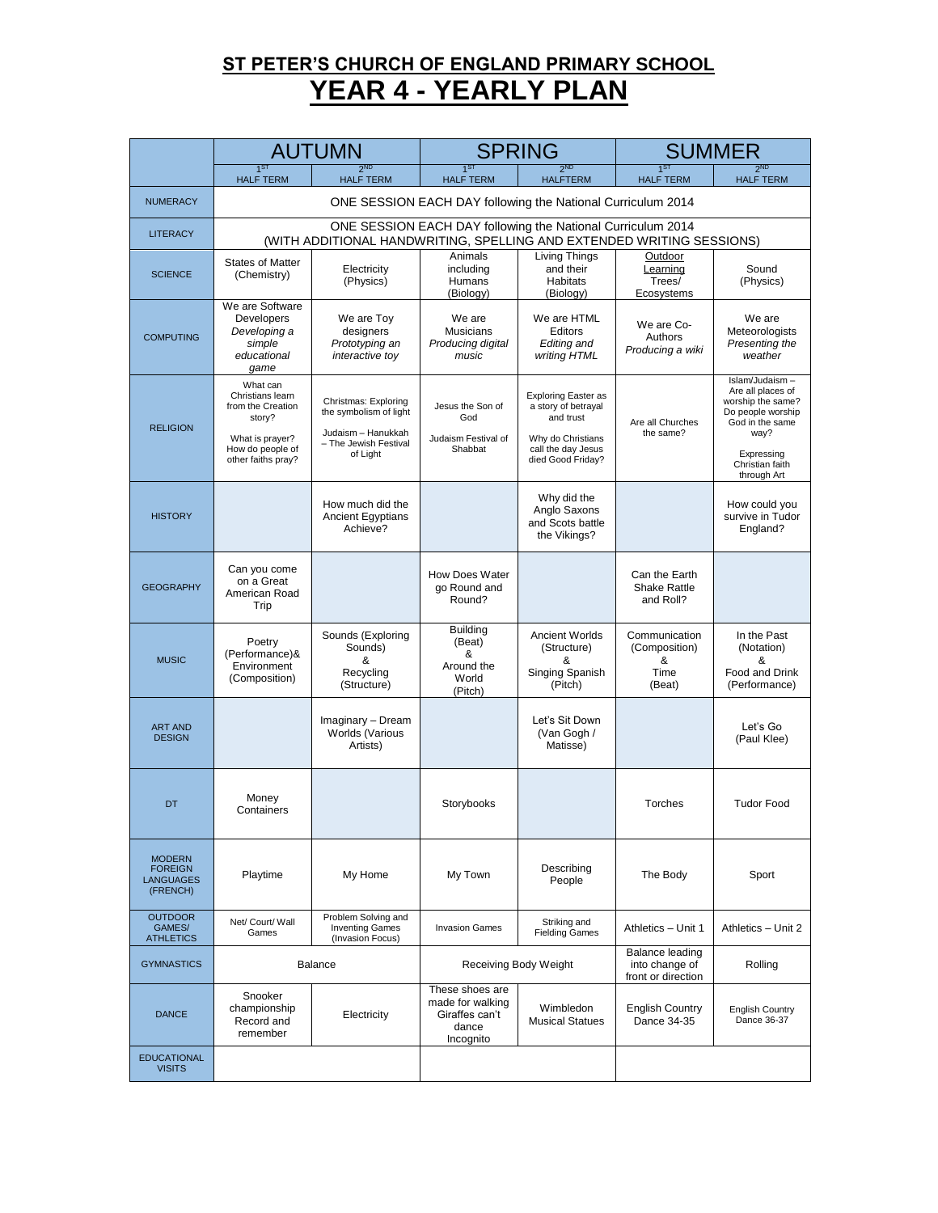# ST PETER'S CHURCH OF ENGLAND PRIMARY SCHOOL

# YEAR 4 - YEARLY PLAN

| | AUTUMN | | SPRING | | SUMMER | |
|---|---|---|---|---|---|---|
| | 1ST HALF TERM | 2ND HALF TERM | 1ST HALF TERM | 2ND HALFTERM | 1ST HALF TERM | 2ND HALF TERM |
| NUMERACY | ONE SESSION EACH DAY following the National Curriculum 2014 | | | | | |
| LITERACY | ONE SESSION EACH DAY following the National Curriculum 2014 (WITH ADDITIONAL HANDWRITING, SPELLING AND EXTENDED WRITING SESSIONS) | | | | | |
| SCIENCE | States of Matter (Chemistry) | Electricity (Physics) | Animals including Humans (Biology) | Living Things and their Habitats (Biology) | Outdoor Learning Trees/ Ecosystems | Sound (Physics) |
| COMPUTING | We are Software Developers *Developing a simple educational game* | We are Toy designers *Prototyping an interactive toy* | We are Musicians *Producing digital music* | We are HTML Editors *Editing and writing HTML* | We are Co-Authors *Producing a wiki* | We are Meteorologists *Presenting the weather* |
| RELIGION | What can Christians learn from the Creation story? What is prayer? How do people of other faiths pray? | Christmas: Exploring the symbolism of light Judaism – Hanukkah – The Jewish Festival of Light | Jesus the Son of God Judaism Festival of Shabbat | Exploring Easter as a story of betrayal and trust Why do Christians call the day Jesus died Good Friday? | Are all Churches the same? | Islam/Judaism – Are all places of worship the same? Do people worship God in the same way? Expressing Christian faith through Art |
| HISTORY | | How much did the Ancient Egyptians Achieve? | | Why did the Anglo Saxons and Scots battle the Vikings? | | How could you survive in Tudor England? |
| GEOGRAPHY | Can you come on a Great American Road Trip | | How Does Water go Round and Round? | | Can the Earth Shake Rattle and Roll? | |
| MUSIC | Poetry (Performance)& Environment (Composition) | Sounds (Exploring Sounds) & Recycling (Structure) | Building (Beat) & Around the World (Pitch) | Ancient Worlds (Structure) & Singing Spanish (Pitch) | Communication (Composition) & Time (Beat) | In the Past (Notation) & Food and Drink (Performance) |
| ART AND DESIGN | | Imaginary – Dream Worlds (Various Artists) | | Let's Sit Down (Van Gogh / Matisse) | | Let's Go (Paul Klee) |
| DT | Money Containers | | Storybooks | | Torches | Tudor Food |
| MODERN FOREIGN LANGUAGES (FRENCH) | Playtime | My Home | My Town | Describing People | The Body | Sport |
| OUTDOOR GAMES/ ATHLETICS | Net/ Court/ Wall Games | Problem Solving and Inventing Games (Invasion Focus) | Invasion Games | Striking and Fielding Games | Athletics – Unit 1 | Athletics – Unit 2 |
| GYMNASTICS | Balance | | Receiving Body Weight | | Balance leading into change of front or direction | Rolling |
| DANCE | Snooker championship Record and remember | Electricity | These shoes are made for walking Giraffes can't dance Incognito | Wimbledon Musical Statues | English Country Dance 34-35 | English Country Dance 36-37 |
| EDUCATIONAL VISITS | | | | | | |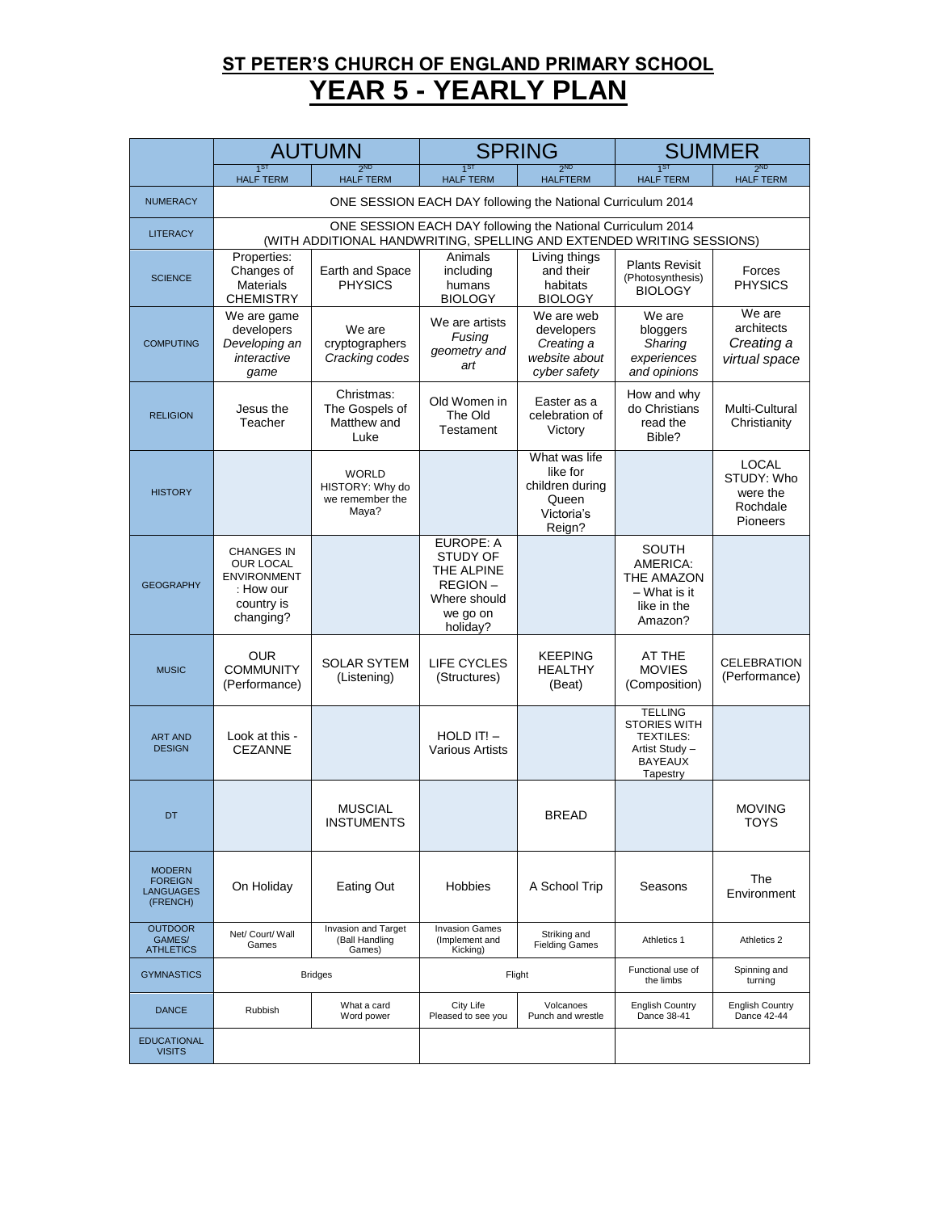## ST PETER'S CHURCH OF ENGLAND PRIMARY SCHOOL

# YEAR 5 - YEARLY PLAN

| | AUTUMN | | SPRING | | SUMMER | |
|---|---|---|---|---|---|---|
| | 1ST HALF TERM | 2ND HALF TERM | 1ST HALF TERM | 2ND HALFTERM | 1ST HALF TERM | 2ND HALF TERM |
| NUMERACY | ONE SESSION EACH DAY following the National Curriculum 2014 | | | | | |
| LITERACY | ONE SESSION EACH DAY following the National Curriculum 2014 (WITH ADDITIONAL HANDWRITING, SPELLING AND EXTENDED WRITING SESSIONS) | | | | | |
| SCIENCE | Properties: Changes of Materials CHEMISTRY | Earth and Space PHYSICS | Animals including humans BIOLOGY | Living things and their habitats BIOLOGY | Plants Revisit (Photosynthesis) BIOLOGY | Forces PHYSICS |
| COMPUTING | We are game developers *Developing an interactive game* | We are cryptographers *Cracking codes* | We are artists *Fusing geometry and art* | We are web developers *Creating a website about cyber safety* | We are bloggers *Sharing experiences and opinions* | We are architects *Creating a virtual space* |
| RELIGION | Jesus the Teacher | Christmas: The Gospels of Matthew and Luke | Old Women in The Old Testament | Easter as a celebration of Victory | How and why do Christians read the Bible? | Multi-Cultural Christianity |
| HISTORY | | WORLD HISTORY: Why do we remember the Maya? | | What was life like for children during Queen Victoria's Reign? | | LOCAL STUDY: Who were the Rochdale Pioneers |
| GEOGRAPHY | CHANGES IN OUR LOCAL ENVIRONMENT : How our country is changing? | | EUROPE: A STUDY OF THE ALPINE REGION – Where should we go on holiday? | | SOUTH AMERICA: THE AMAZON – What is it like in the Amazon? | |
| MUSIC | OUR COMMUNITY (Performance) | SOLAR SYTEM (Listening) | LIFE CYCLES (Structures) | KEEPING HEALTHY (Beat) | AT THE MOVIES (Composition) | CELEBRATION (Performance) |
| ART AND DESIGN | Look at this - CEZANNE | | HOLD IT! – Various Artists | | TELLING STORIES WITH TEXTILES: Artist Study – BAYEAUX Tapestry | |
| DT | | MUSCIAL INSTUMENTS | | BREAD | | MOVING TOYS |
| MODERN FOREIGN LANGUAGES (FRENCH) | On Holiday | Eating Out | Hobbies | A School Trip | Seasons | The Environment |
| OUTDOOR GAMES/ ATHLETICS | Net/ Court/ Wall Games | Invasion and Target (Ball Handling Games) | Invasion Games (Implement and Kicking) | Striking and Fielding Games | Athletics 1 | Athletics 2 |
| GYMNASTICS | Bridges | | Flight | | Functional use of the limbs | Spinning and turning |
| DANCE | Rubbish | What a card Word power | City Life Pleased to see you | Volcanoes Punch and wrestle | English Country Dance 38-41 | English Country Dance 42-44 |
| EDUCATIONAL VISITS | | | | | | |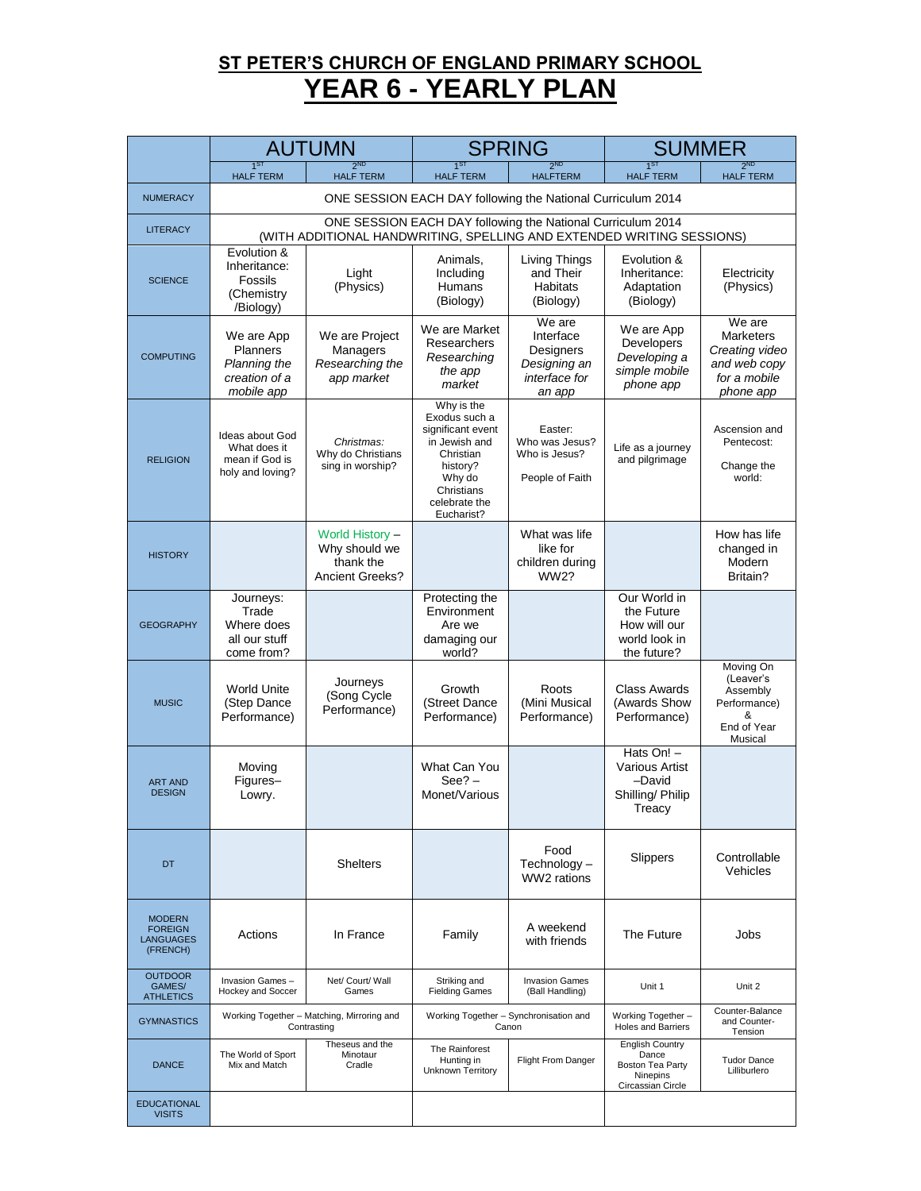# ST PETER'S CHURCH OF ENGLAND PRIMARY SCHOOL

# YEAR 6 - YEARLY PLAN

| | AUTUMN | | SPRING | | SUMMER | |
|---|---|---|---|---|---|---|
| | 1ST HALF TERM | 2ND HALF TERM | 1ST HALF TERM | 2ND HALFTERM | 1ST HALF TERM | 2ND HALF TERM |
| NUMERACY | ONE SESSION EACH DAY following the National Curriculum 2014 | | | | | |
| LITERACY | ONE SESSION EACH DAY following the National Curriculum 2014 (WITH ADDITIONAL HANDWRITING, SPELLING AND EXTENDED WRITING SESSIONS) | | | | | |
| SCIENCE | Evolution & Inheritance: Fossils (Chemistry /Biology) | Light (Physics) | Animals, Including Humans (Biology) | Living Things and Their Habitats (Biology) | Evolution & Inheritance: Adaptation (Biology) | Electricity (Physics) |
| COMPUTING | We are App Planners *Planning the creation of a mobile app* | We are Project Managers *Researching the app market* | We are Market Researchers *Researching the app market* | We are Interface Designers *Designing an interface for an app* | We are App Developers *Developing a simple mobile phone app* | We are Marketers *Creating video and web copy for a mobile phone app* |
| RELIGION | Ideas about God What does it mean if God is holy and loving? | *Christmas:* Why do Christians sing in worship? | Why is the Exodus such a significant event in Jewish and Christian history? Why do Christians celebrate the Eucharist? | Easter: Who was Jesus? Who is Jesus? People of Faith | Life as a journey and pilgrimage | Ascension and Pentecost: Change the world: |
| HISTORY | | World History – Why should we thank the Ancient Greeks? | | What was life like for children during WW2? | | How has life changed in Modern Britain? |
| GEOGRAPHY | Journeys: Trade Where does all our stuff come from? | | Protecting the Environment Are we damaging our world? | | Our World in the Future How will our world look in the future? | |
| MUSIC | World Unite (Step Dance Performance) | Journeys (Song Cycle Performance) | Growth (Street Dance Performance) | Roots (Mini Musical Performance) | Class Awards (Awards Show Performance) | Moving On (Leaver's Assembly Performance) & End of Year Musical |
| ART AND DESIGN | Moving Figures– Lowry. | | What Can You See? – Monet/Various | | Hats On! – Various Artist –David Shilling/ Philip Treacy | |
| DT | | Shelters | | Food Technology – WW2 rations | Slippers | Controllable Vehicles |
| MODERN FOREIGN LANGUAGES (FRENCH) | Actions | In France | Family | A weekend with friends | The Future | Jobs |
| OUTDOOR GAMES/ ATHLETICS | Invasion Games – Hockey and Soccer | Net/ Court/ Wall Games | Striking and Fielding Games | Invasion Games (Ball Handling) | Unit 1 | Unit 2 |
| GYMNASTICS | Working Together – Matching, Mirroring and Contrasting | | Working Together – Synchronisation and Canon | | Working Together – Holes and Barriers | Counter-Balance and Counter-Tension |
| DANCE | The World of Sport Mix and Match | Theseus and the Minotaur Cradle | The Rainforest Hunting in Unknown Territory | Flight From Danger | English Country Dance Boston Tea Party Ninepins Circassian Circle | Tudor Dance Lilliburlero |
| EDUCATIONAL VISITS | | | | | | |